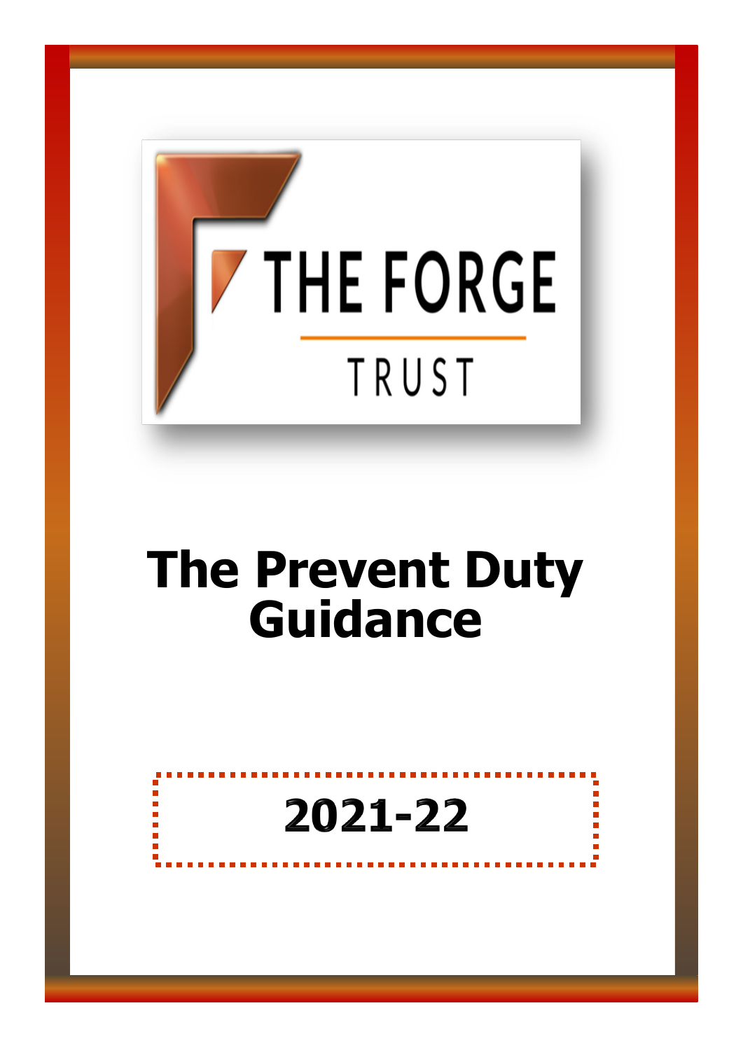THE FORGE

TRUST

# The Prevent Duty Guidance

**2021-22**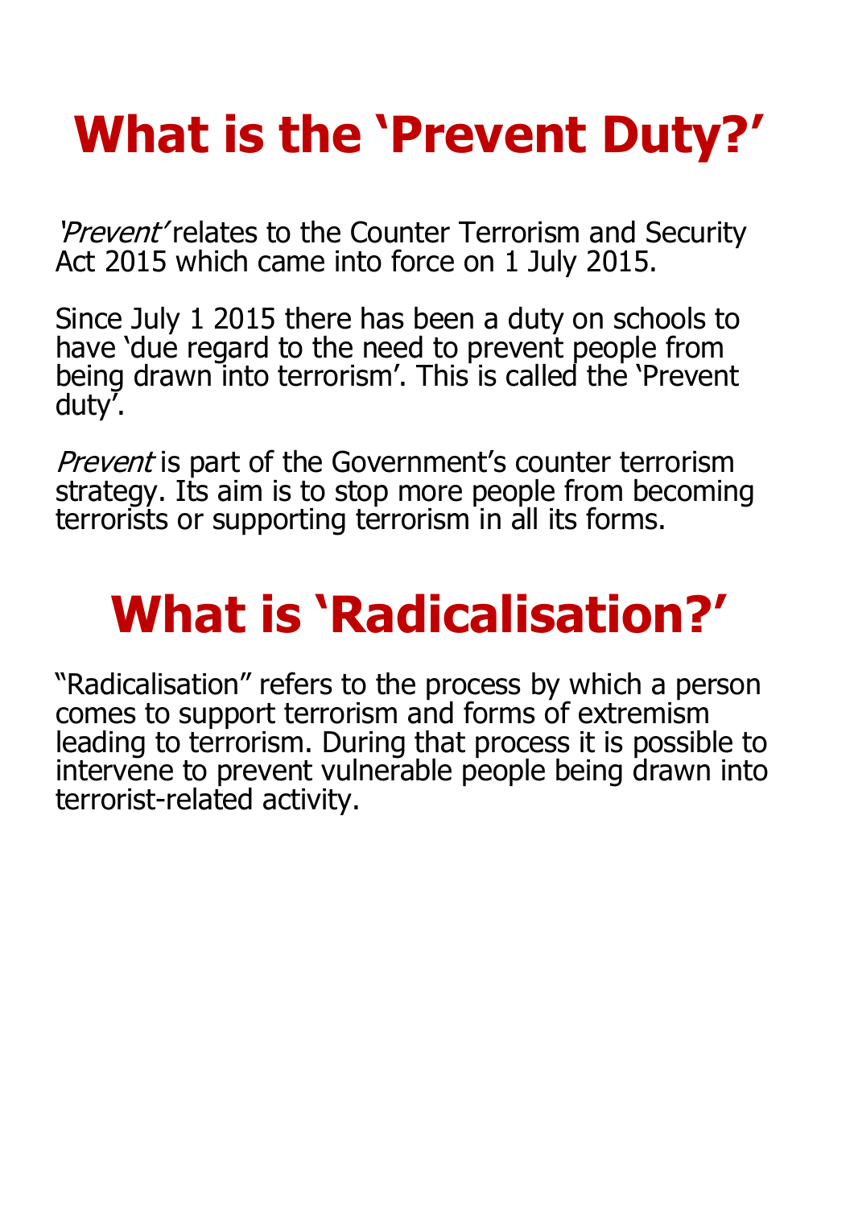# What is the 'Prevent Duty?'

*'Prevent'* relates to the Counter Terrorism and Security Act 2015 which came into force on 1 July 2015.

Since July 1 2015 there has been a duty on schools to have 'due regard to the need to prevent people from being drawn into terrorism'. This is called the 'Prevent duty'.

*Prevent* is part of the Government's counter terrorism strategy. Its aim is to stop more people from becoming terrorists or supporting terrorism in all its forms.

# What is 'Radicalisation?'

"Radicalisation" refers to the process by which a person comes to support terrorism and forms of extremism leading to terrorism. During that process it is possible to intervene to prevent vulnerable people being drawn into terrorist-related activity.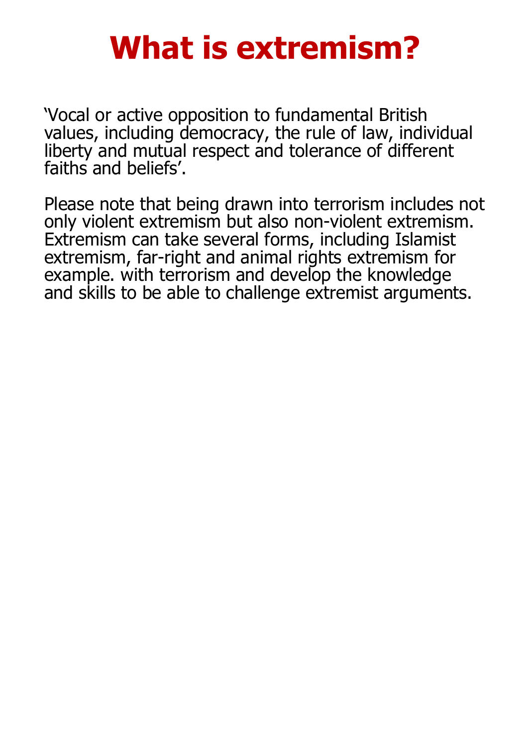# What is extremism?

'Vocal or active opposition to fundamental British values, including democracy, the rule of law, individual liberty and mutual respect and tolerance of different faiths and beliefs'.

Please note that being drawn into terrorism includes not only violent extremism but also non-violent extremism. Extremism can take several forms, including Islamist extremism, far-right and animal rights extremism for example. with terrorism and develop the knowledge and skills to be able to challenge extremist arguments.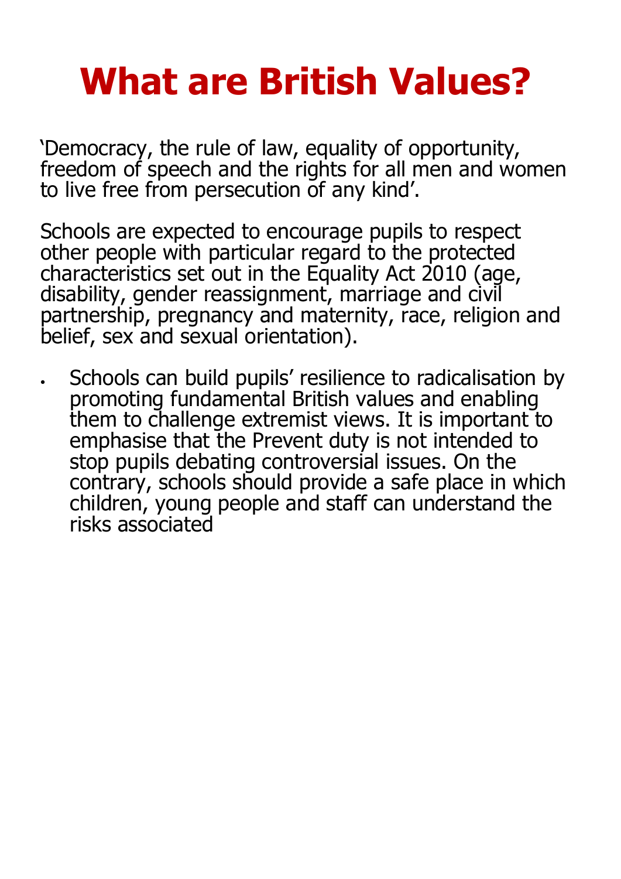# What are British Values?

'Democracy, the rule of law, equality of opportunity, freedom of speech and the rights for all men and women to live free from persecution of any kind'.

Schools are expected to encourage pupils to respect other people with particular regard to the protected characteristics set out in the Equality Act 2010 (age, disability, gender reassignment, marriage and civil partnership, pregnancy and maternity, race, religion and belief, sex and sexual orientation).

- Schools can build pupils' resilience to radicalisation by promoting fundamental British values and enabling them to challenge extremist views. It is important to emphasise that the Prevent duty is not intended to stop pupils debating controversial issues. On the contrary, schools should provide a safe place in which children, young people and staff can understand the risks associated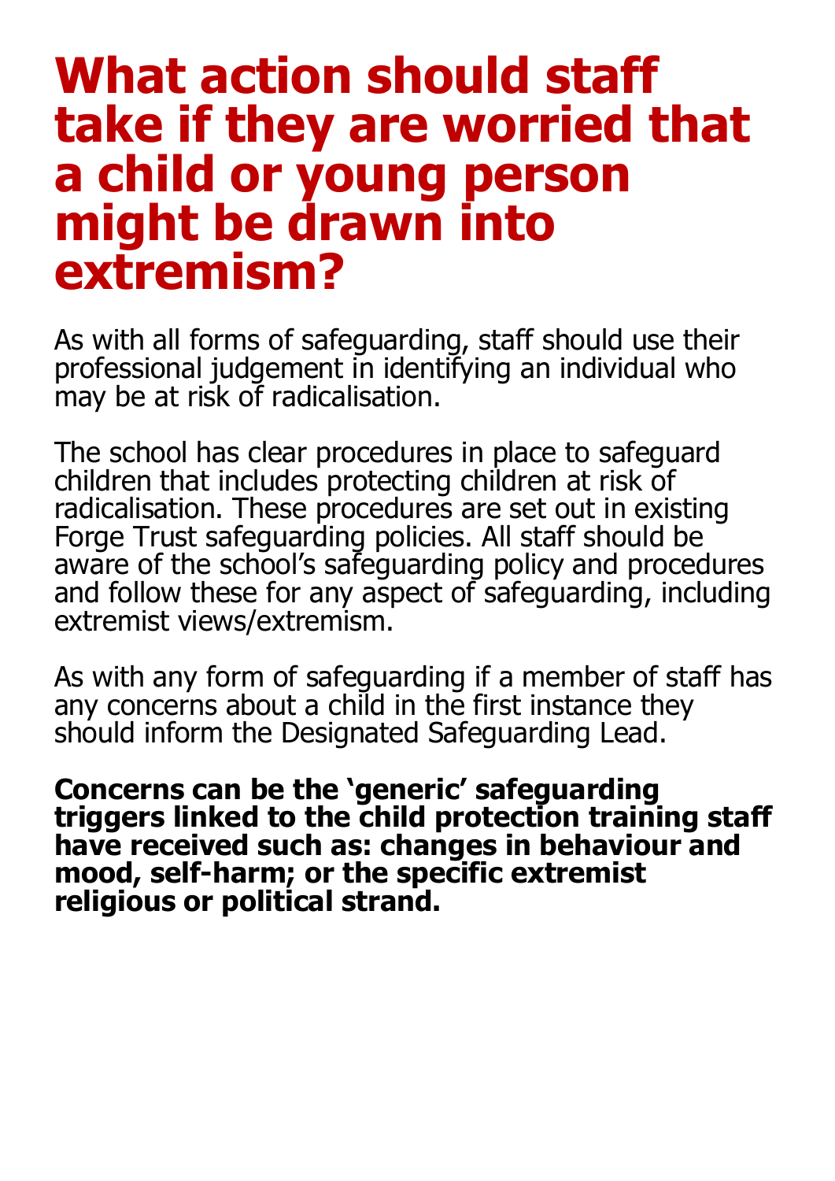# What action should staff take if they are worried that a child or young person might be drawn into extremism?

As with all forms of safeguarding, staff should use their professional judgement in identifying an individual who may be at risk of radicalisation.

The school has clear procedures in place to safeguard children that includes protecting children at risk of radicalisation. These procedures are set out in existing Forge Trust safeguarding policies. All staff should be aware of the school's safeguarding policy and procedures and follow these for any aspect of safeguarding, including extremist views/extremism.

As with any form of safeguarding if a member of staff has any concerns about a child in the first instance they should inform the Designated Safeguarding Lead.

**Concerns can be the 'generic' safeguarding triggers linked to the child protection training staff have received such as: changes in behaviour and mood, self-harm; or the specific extremist religious or political strand.**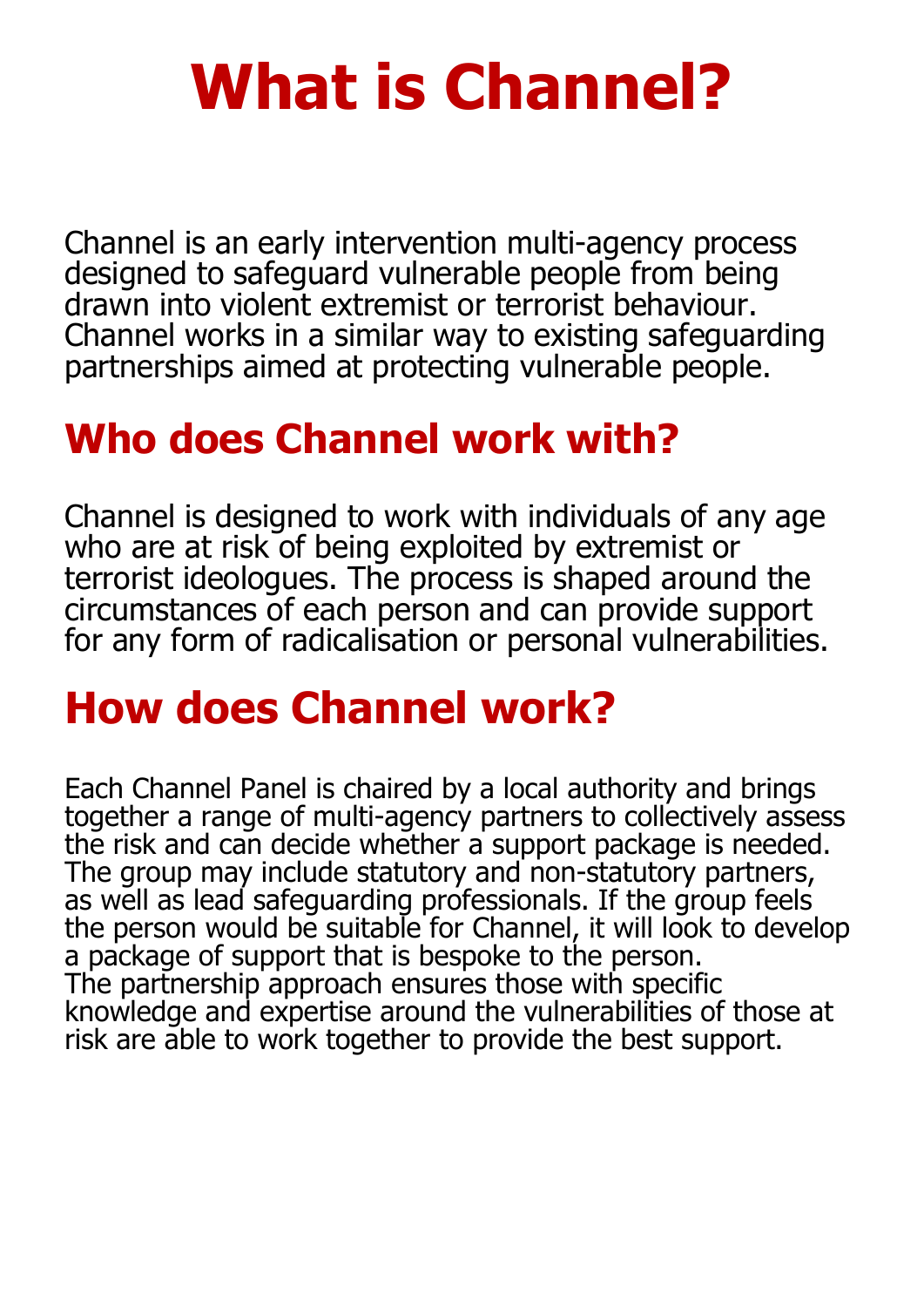# What is Channel?

Channel is an early intervention multi-agency process designed to safeguard vulnerable people from being drawn into violent extremist or terrorist behaviour. Channel works in a similar way to existing safeguarding partnerships aimed at protecting vulnerable people.

## Who does Channel work with?

Channel is designed to work with individuals of any age who are at risk of being exploited by extremist or terrorist ideologues. The process is shaped around the circumstances of each person and can provide support for any form of radicalisation or personal vulnerabilities.

## How does Channel work?

Each Channel Panel is chaired by a local authority and brings together a range of multi-agency partners to collectively assess the risk and can decide whether a support package is needed. The group may include statutory and non-statutory partners, as well as lead safeguarding professionals. If the group feels the person would be suitable for Channel, it will look to develop a package of support that is bespoke to the person.
The partnership approach ensures those with specific knowledge and expertise around the vulnerabilities of those at risk are able to work together to provide the best support.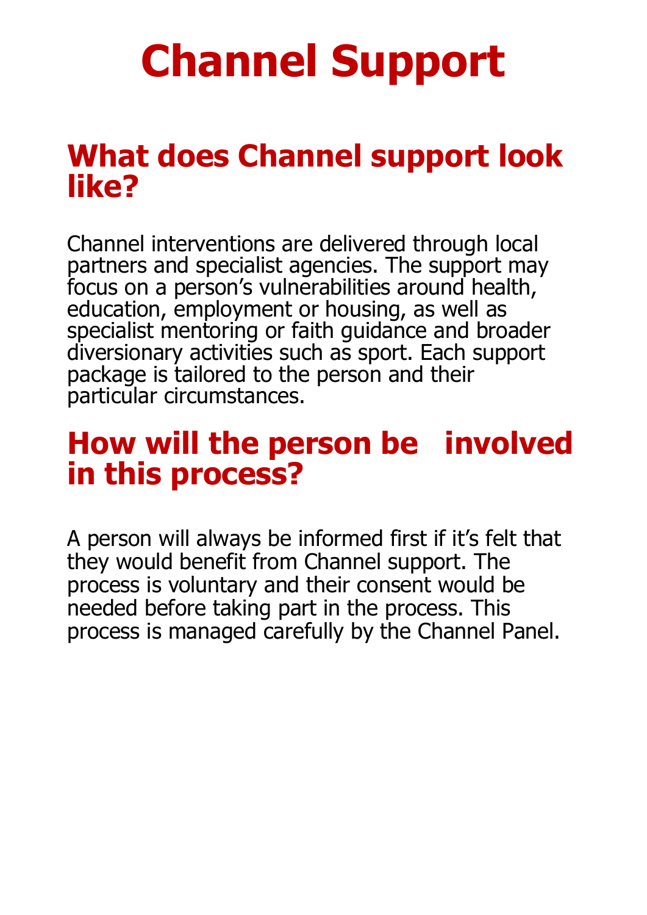# Channel Support

## What does Channel support look like?

Channel interventions are delivered through local partners and specialist agencies. The support may focus on a person's vulnerabilities around health, education, employment or housing, as well as specialist mentoring or faith guidance and broader diversionary activities such as sport. Each support package is tailored to the person and their particular circumstances.

## How will the person be involved in this process?

A person will always be informed first if it's felt that they would benefit from Channel support. The process is voluntary and their consent would be needed before taking part in the process. This process is managed carefully by the Channel Panel.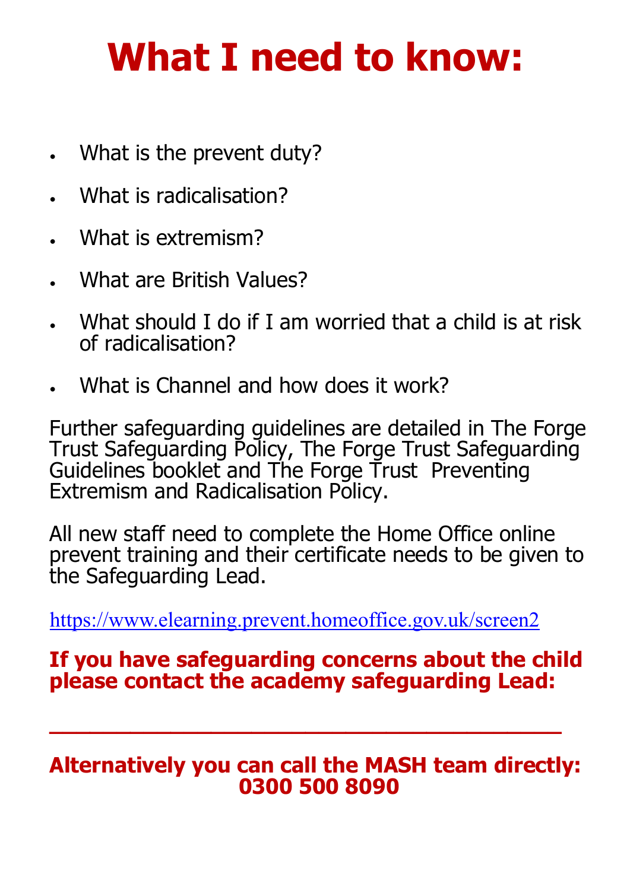# What I need to know:

- What is the prevent duty?
- What is radicalisation?
- What is extremism?
- What are British Values?
- What should I do if I am worried that a child is at risk of radicalisation?
- What is Channel and how does it work?

Further safeguarding guidelines are detailed in The Forge Trust Safeguarding Policy, The Forge Trust Safeguarding Guidelines booklet and The Forge Trust Preventing Extremism and Radicalisation Policy.

All new staff need to complete the Home Office online prevent training and their certificate needs to be given to the Safeguarding Lead.

https://www.elearning.prevent.homeoffice.gov.uk/screen2

**If you have safeguarding concerns about the child please contact the academy safeguarding Lead:**

**_________________________________**

**Alternatively you can call the MASH team directly: 0300 500 8090**